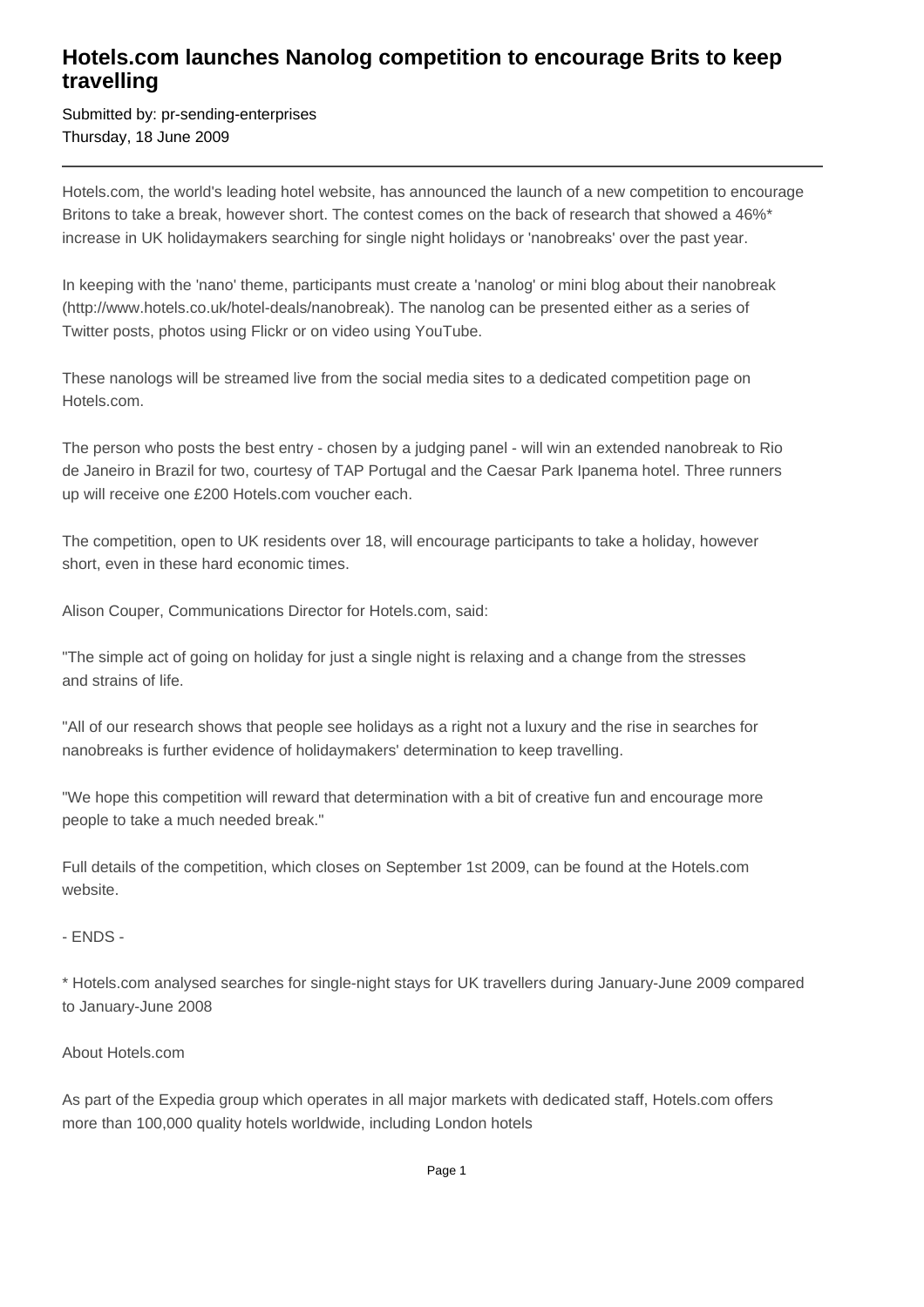# Hotels.com launches Nanolog competition to encourage Brits to keep travelling

Submitted by: pr-sending-enterprises
Thursday, 18 June 2009

---

Hotels.com, the world's leading hotel website, has announced the launch of a new competition to encourage Britons to take a break, however short. The contest comes on the back of research that showed a 46%* increase in UK holidaymakers searching for single night holidays or 'nanobreaks' over the past year.

In keeping with the 'nano' theme, participants must create a 'nanolog' or mini blog about their nanobreak (http://www.hotels.co.uk/hotel-deals/nanobreak). The nanolog can be presented either as a series of Twitter posts, photos using Flickr or on video using YouTube.

These nanologs will be streamed live from the social media sites to a dedicated competition page on Hotels.com.

The person who posts the best entry - chosen by a judging panel - will win an extended nanobreak to Rio de Janeiro in Brazil for two, courtesy of TAP Portugal and the Caesar Park Ipanema hotel. Three runners up will receive one £200 Hotels.com voucher each.

The competition, open to UK residents over 18, will encourage participants to take a holiday, however short, even in these hard economic times.

Alison Couper, Communications Director for Hotels.com, said:

"The simple act of going on holiday for just a single night is relaxing and a change from the stresses and strains of life.

"All of our research shows that people see holidays as a right not a luxury and the rise in searches for nanobreaks is further evidence of holidaymakers' determination to keep travelling.

"We hope this competition will reward that determination with a bit of creative fun and encourage more people to take a much needed break."

Full details of the competition, which closes on September 1st 2009, can be found at the Hotels.com website.

- ENDS -

* Hotels.com analysed searches for single-night stays for UK travellers during January-June 2009 compared to January-June 2008

About Hotels.com

As part of the Expedia group which operates in all major markets with dedicated staff, Hotels.com offers more than 100,000 quality hotels worldwide, including London hotels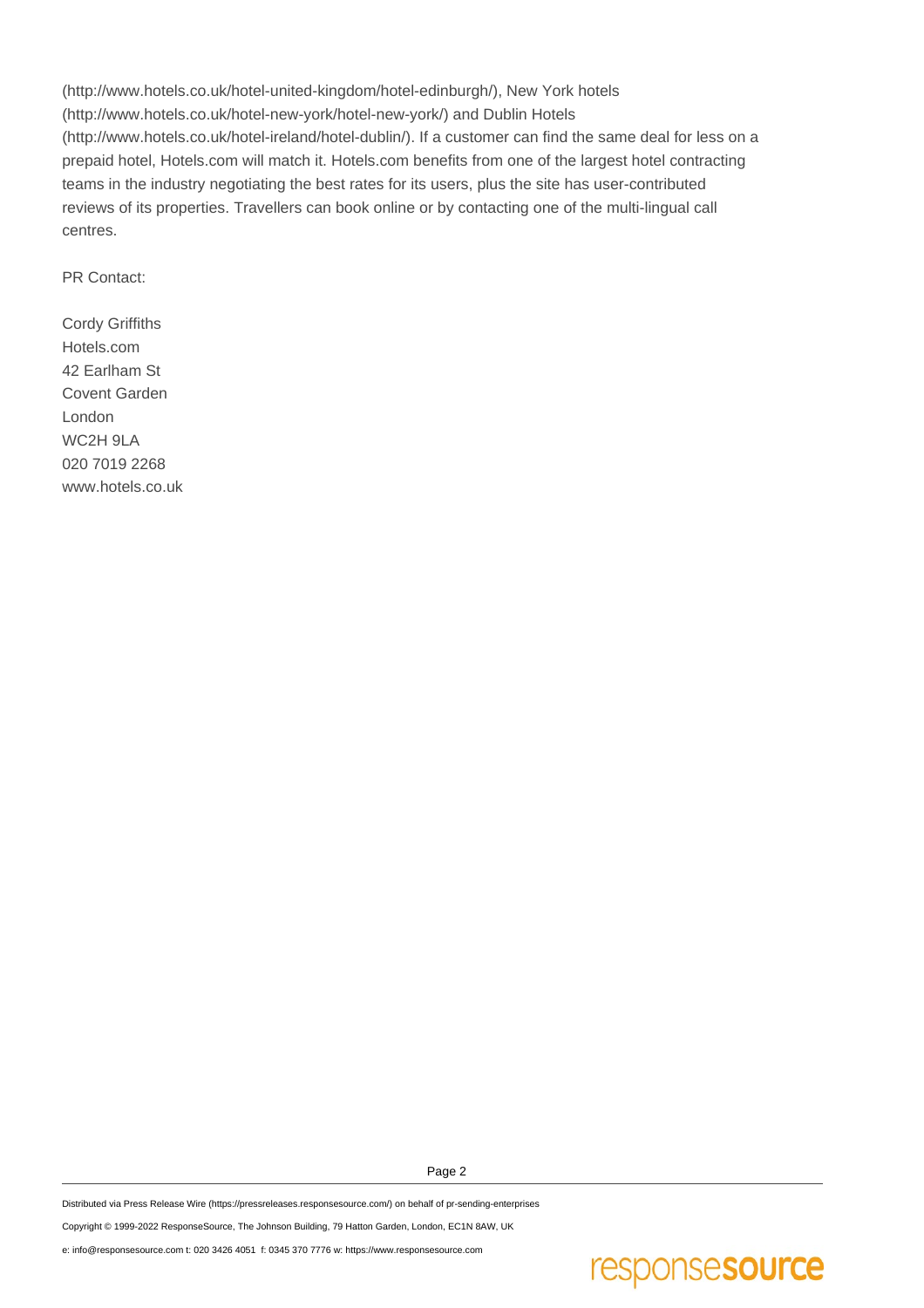(http://www.hotels.co.uk/hotel-united-kingdom/hotel-edinburgh/), New York hotels (http://www.hotels.co.uk/hotel-new-york/hotel-new-york/) and Dublin Hotels (http://www.hotels.co.uk/hotel-ireland/hotel-dublin/). If a customer can find the same deal for less on a prepaid hotel, Hotels.com will match it. Hotels.com benefits from one of the largest hotel contracting teams in the industry negotiating the best rates for its users, plus the site has user-contributed reviews of its properties. Travellers can book online or by contacting one of the multi-lingual call centres.

PR Contact:

Cordy Griffiths
Hotels.com
42 Earlham St
Covent Garden
London
WC2H 9LA
020 7019 2268
www.hotels.co.uk

Distributed via Press Release Wire (https://pressreleases.responsesource.com/) on behalf of pr-sending-enterprises

Copyright © 1999-2022 ResponseSource, The Johnson Building, 79 Hatton Garden, London, EC1N 8AW, UK

e: info@responsesource.com t: 020 3426 4051 f: 0345 370 7776 w: https://www.responsesource.com